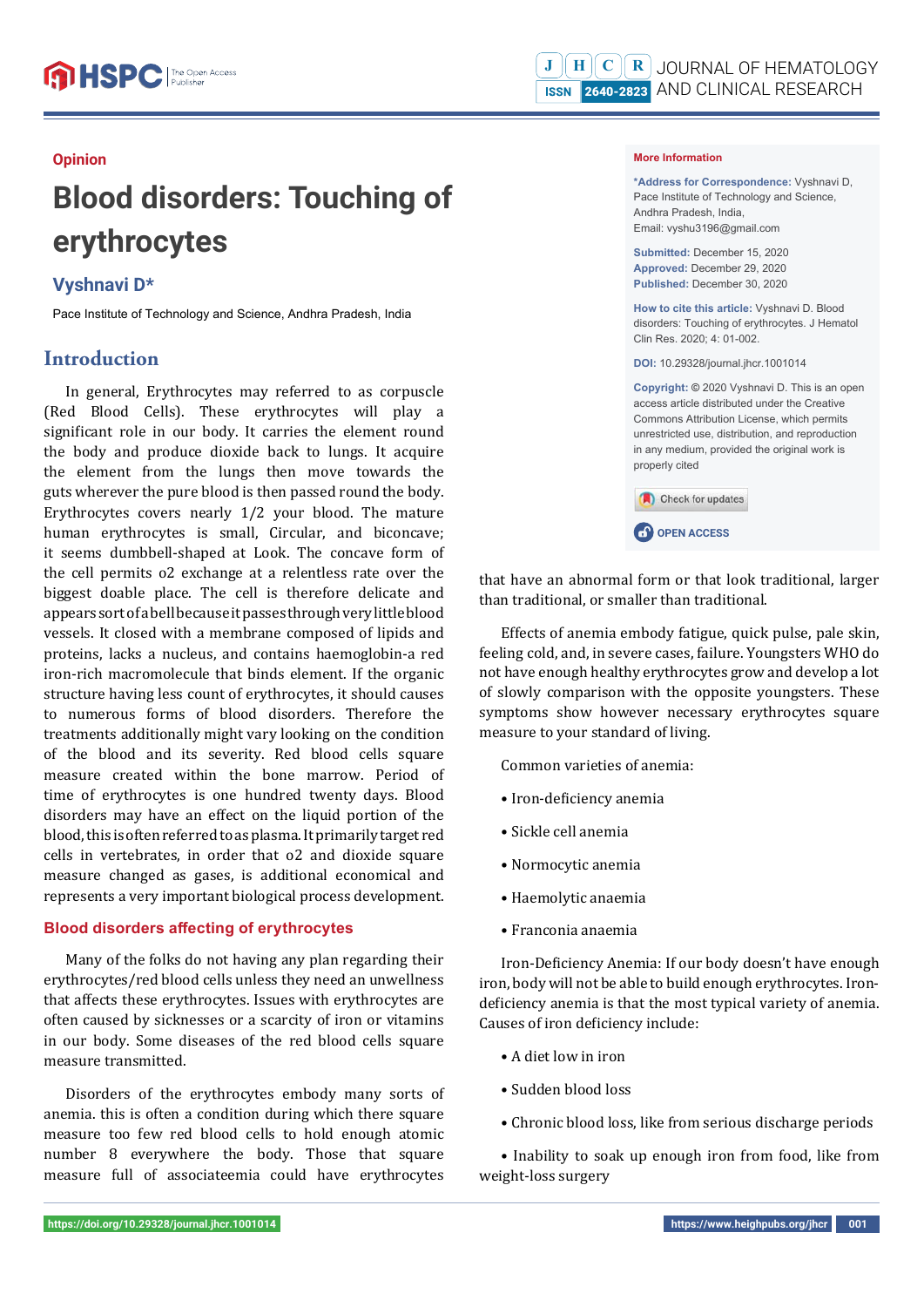Opinion

# Blood disorders: Touching of erythrocytes

**Vyshnavi D***

Pace Institute of Technology and Science, Andhra Pradesh, India

**More Information**

***Address for Correspondence:** Vyshnavi D, Pace Institute of Technology and Science, Andhra Pradesh, India, Email: vyshu3196@gmail.com

**Submitted:** December 15, 2020
**Approved:** December 29, 2020
**Published:** December 30, 2020

**How to cite this article:** Vyshnavi D. Blood disorders: Touching of erythrocytes. J Hematol Clin Res. 2020; 4: 01-002.

**DOI:** 10.29328/journal.jhcr.1001014

**Copyright:** © 2020 Vyshnavi D. This is an open access article distributed under the Creative Commons Attribution License, which permits unrestricted use, distribution, and reproduction in any medium, provided the original work is properly cited

OPEN ACCESS

## Introduction

In general, Erythrocytes may referred to as corpuscle (Red Blood Cells). These erythrocytes will play a significant role in our body. It carries the element round the body and produce dioxide back to lungs. It acquire the element from the lungs then move towards the guts wherever the pure blood is then passed round the body. Erythrocytes covers nearly 1/2 your blood. The mature human erythrocytes is small, Circular, and biconcave; it seems dumbbell-shaped at Look. The concave form of the cell permits o2 exchange at a relentless rate over the biggest doable place. The cell is therefore delicate and appears sort of a bell because it passes through very little blood vessels. It closed with a membrane composed of lipids and proteins, lacks a nucleus, and contains haemoglobin-a red iron-rich macromolecule that binds element. If the organic structure having less count of erythrocytes, it should causes to numerous forms of blood disorders. Therefore the treatments additionally might vary looking on the condition of the blood and its severity. Red blood cells square measure created within the bone marrow. Period of time of erythrocytes is one hundred twenty days. Blood disorders may have an effect on the liquid portion of the blood, this is often referred to as plasma. It primarily target red cells in vertebrates, in order that o2 and dioxide square measure changed as gases, is additional economical and represents a very important biological process development.

### Blood disorders affecting of erythrocytes

Many of the folks do not having any plan regarding their erythrocytes/red blood cells unless they need an unwellness that affects these erythrocytes. Issues with erythrocytes are often caused by sicknesses or a scarcity of iron or vitamins in our body. Some diseases of the red blood cells square measure transmitted.

Disorders of the erythrocytes embody many sorts of anemia. this is often a condition during which there square measure too few red blood cells to hold enough atomic number 8 everywhere the body. Those that square measure full of associateemia could have erythrocytes that have an abnormal form or that look traditional, larger than traditional, or smaller than traditional.

Effects of anemia embody fatigue, quick pulse, pale skin, feeling cold, and, in severe cases, failure. Youngsters WHO do not have enough healthy erythrocytes grow and develop a lot of slowly comparison with the opposite youngsters. These symptoms show however necessary erythrocytes square measure to your standard of living.

Common varieties of anemia:

- Iron-deficiency anemia
- Sickle cell anemia
- Normocytic anemia
- Haemolytic anaemia
- Franconia anaemia

Iron-Deficiency Anemia: If our body doesn't have enough iron, body will not be able to build enough erythrocytes. Iron-deficiency anemia is that the most typical variety of anemia. Causes of iron deficiency include:

- A diet low in iron
- Sudden blood loss
- Chronic blood loss, like from serious discharge periods
- Inability to soak up enough iron from food, like from weight-loss surgery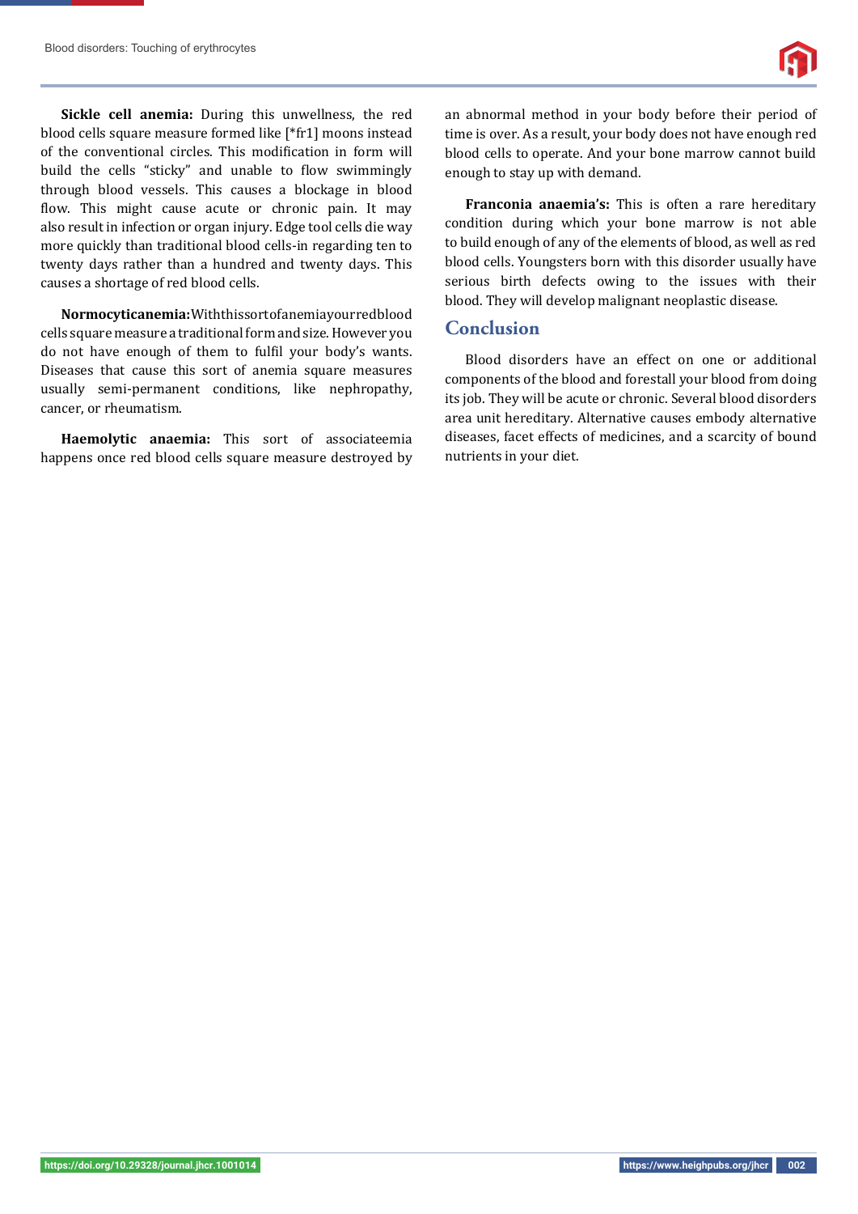**Sickle cell anemia:** During this unwellness, the red blood cells square measure formed like [*fr1] moons instead of the conventional circles. This modification in form will build the cells "sticky" and unable to flow swimmingly through blood vessels. This causes a blockage in blood flow. This might cause acute or chronic pain. It may also result in infection or organ injury. Edge tool cells die way more quickly than traditional blood cells-in regarding ten to twenty days rather than a hundred and twenty days. This causes a shortage of red blood cells.

**Normocyticanemia:** Withthissortofanemiayourredblood cells square measure a traditional form and size. However you do not have enough of them to fulfil your body's wants. Diseases that cause this sort of anemia square measures usually semi-permanent conditions, like nephropathy, cancer, or rheumatism.

**Haemolytic anaemia:** This sort of associateemia happens once red blood cells square measure destroyed by an abnormal method in your body before their period of time is over. As a result, your body does not have enough red blood cells to operate. And your bone marrow cannot build enough to stay up with demand.

**Franconia anaemia's:** This is often a rare hereditary condition during which your bone marrow is not able to build enough of any of the elements of blood, as well as red blood cells. Youngsters born with this disorder usually have serious birth defects owing to the issues with their blood. They will develop malignant neoplastic disease.

## Conclusion

Blood disorders have an effect on one or additional components of the blood and forestall your blood from doing its job. They will be acute or chronic. Several blood disorders area unit hereditary. Alternative causes embody alternative diseases, facet effects of medicines, and a scarcity of bound nutrients in your diet.